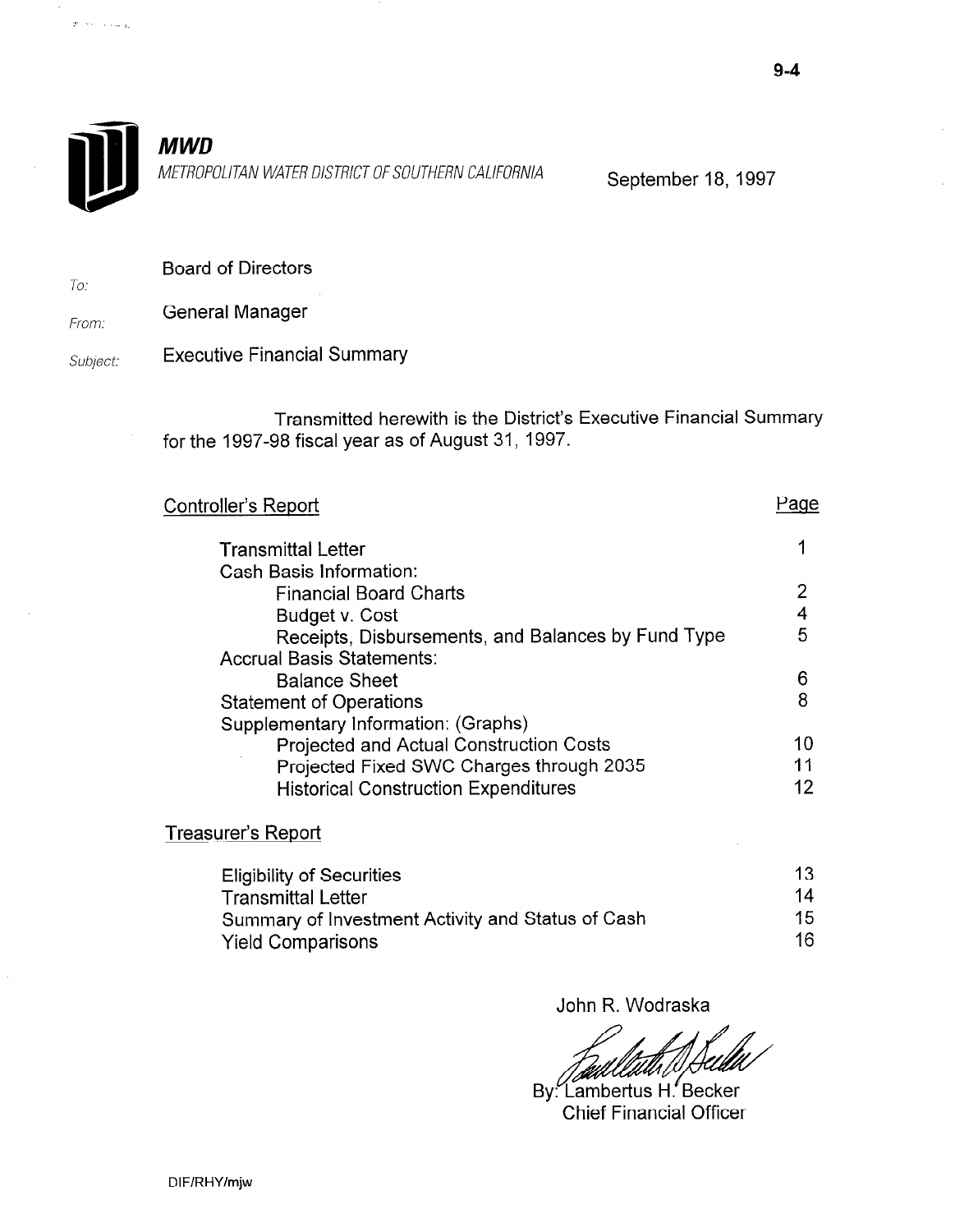9-4

**MWD**

*METROPOLITAN WATER DISTRICT OF SOUTHERN CALIFORNIA*

September 18, 1997

To: Board of Directors

From: General Manager

Subject: Executive Financial Summary

Transmitted herewith is the District's Executive Financial Summary for the 1997-98 fiscal year as of August 31, 1997.

| Controller's Report | Page |
|---|---|
| Transmittal Letter | 1 |
| Cash Basis Information: | |
| Financial Board Charts | 2 |
| Budget v. Cost | 4 |
| Receipts, Disbursements, and Balances by Fund Type | 5 |
| Accrual Basis Statements: | |
| Balance Sheet | 6 |
| Statement of Operations | 8 |
| Supplementary Information: (Graphs) | |
| Projected and Actual Construction Costs | 10 |
| Projected Fixed SWC Charges through 2035 | 11 |
| Historical Construction Expenditures | 12 |

| Treasurer's Report | |
|---|---|
| Eligibility of Securities | 13 |
| Transmittal Letter | 14 |
| Summary of Investment Activity and Status of Cash | 15 |
| Yield Comparisons | 16 |

John R. Wodraska

By: Lambertus H. Becker
Chief Financial Officer

DIF/RHY/mjw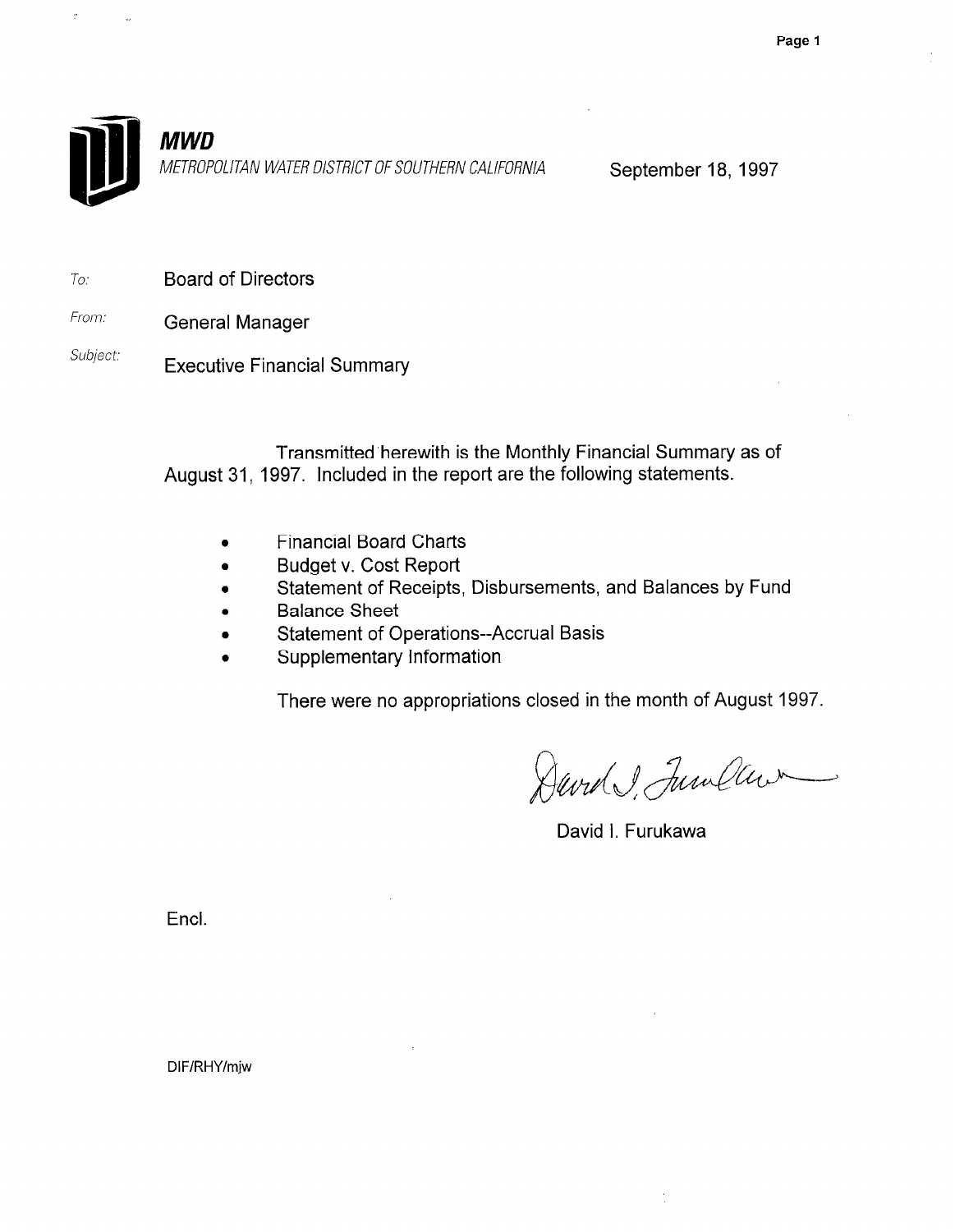**MWD**

*METROPOLITAN WATER DISTRICT OF SOUTHERN CALIFORNIA*

September 18, 1997

*To:* Board of Directors

*From:* General Manager

*Subject:* Executive Financial Summary

Transmitted herewith is the Monthly Financial Summary as of August 31, 1997. Included in the report are the following statements.

- Financial Board Charts
- Budget v. Cost Report
- Statement of Receipts, Disbursements, and Balances by Fund
- Balance Sheet
- Statement of Operations--Accrual Basis
- Supplementary Information

There were no appropriations closed in the month of August 1997.

David I. Furukawa

Encl.

DIF/RHY/mjw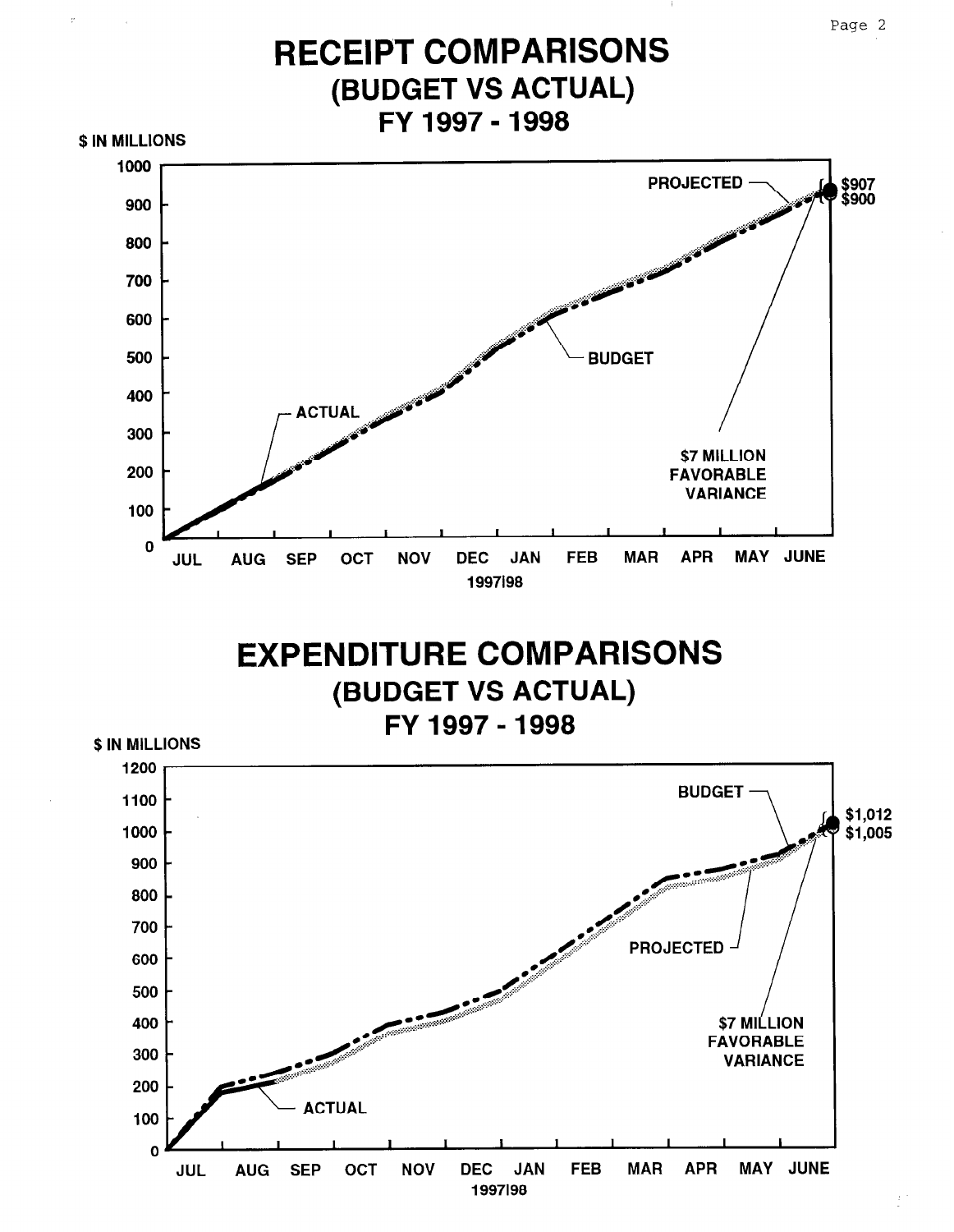# RECEIPT COMPARISONS

## (BUDGET VS ACTUAL)

## FY 1997 - 1998

$ IN MILLIONS

PROJECTED

$907
$900

BUDGET

ACTUAL

$7 MILLION FAVORABLE VARIANCE

JUL AUG SEP OCT NOV DEC JAN FEB MAR APR MAY JUNE

1997/98

# EXPENDITURE COMPARISONS

## (BUDGET VS ACTUAL)

## FY 1997 - 1998

$ IN MILLIONS

BUDGET

$1,012
$1,005

PROJECTED

$7 MILLION FAVORABLE VARIANCE

ACTUAL

JUL AUG SEP OCT NOV DEC JAN FEB MAR APR MAY JUNE

1997/98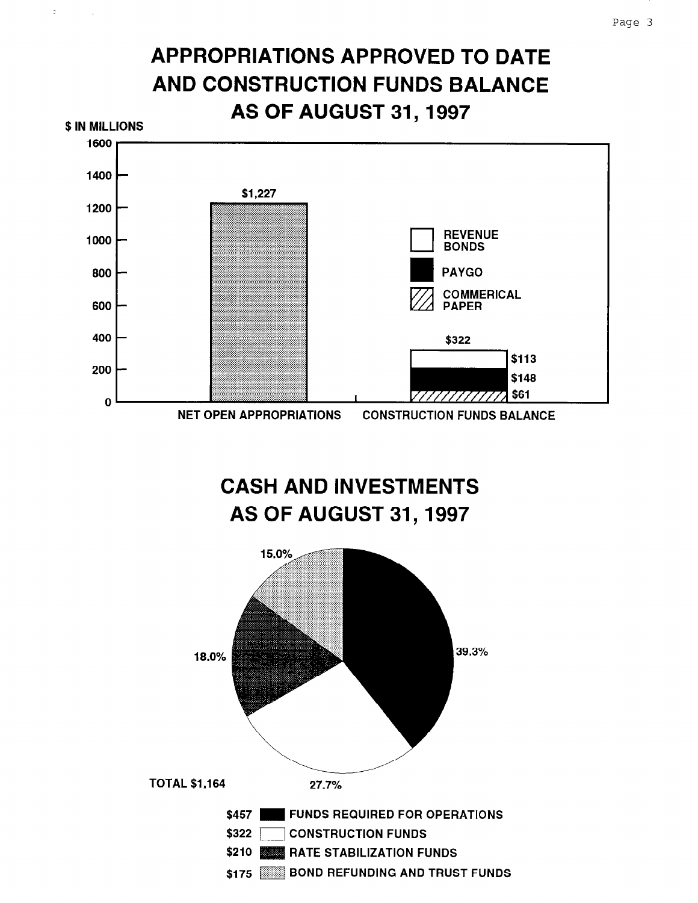# APPROPRIATIONS APPROVED TO DATE AND CONSTRUCTION FUNDS BALANCE AS OF AUGUST 31, 1997

$ IN MILLIONS

| | Total | Revenue Bonds | PAYGO | Commerical Paper |
|---|---|---|---|---|
| NET OPEN APPROPRIATIONS | $1,227 | | | |
| CONSTRUCTION FUNDS BALANCE | $322 | $113 | $148 | $61 |

# CASH AND INVESTMENTS AS OF AUGUST 31, 1997

TOTAL $1,164

| Amount | Category | Percent |
|---|---|---|
| $457 | FUNDS REQUIRED FOR OPERATIONS | 39.3% |
| $322 | CONSTRUCTION FUNDS | 27.7% |
| $210 | RATE STABILIZATION FUNDS | 18.0% |
| $175 | BOND REFUNDING AND TRUST FUNDS | 15.0% |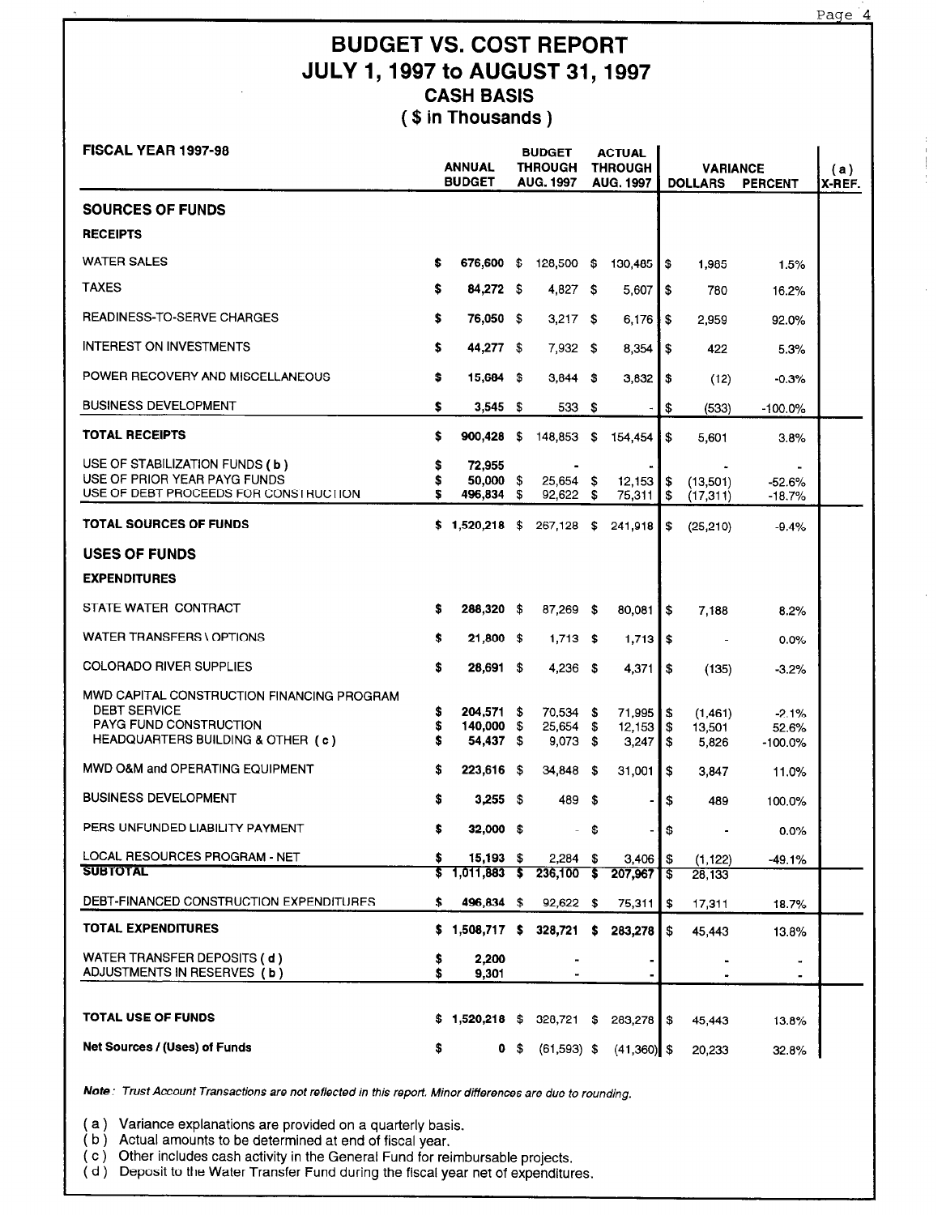# BUDGET VS. COST REPORT
# JULY 1, 1997 to AUGUST 31, 1997
## CASH BASIS
## ( $ in Thousands )

| FISCAL YEAR 1997-98 | ANNUAL BUDGET | BUDGET THROUGH AUG. 1997 | ACTUAL THROUGH AUG. 1997 | VARIANCE DOLLARS | VARIANCE PERCENT | (a) X-REF. |
|---|---|---|---|---|---|---|
| **SOURCES OF FUNDS** | | | | | | |
| **RECEIPTS** | | | | | | |
| WATER SALES | $ 676,600 | $ 128,500 | $ 130,485 | $ 1,985 | 1.5% | |
| TAXES | $ 84,272 | $ 4,827 | $ 5,607 | $ 780 | 16.2% | |
| READINESS-TO-SERVE CHARGES | $ 76,050 | $ 3,217 | $ 6,176 | $ 2,959 | 92.0% | |
| INTEREST ON INVESTMENTS | $ 44,277 | $ 7,932 | $ 8,354 | $ 422 | 5.3% | |
| POWER RECOVERY AND MISCELLANEOUS | $ 15,684 | $ 3,844 | $ 3,832 | $ (12) | -0.3% | |
| BUSINESS DEVELOPMENT | $ 3,545 | $ 533 | $ - | $ (533) | -100.0% | |
| **TOTAL RECEIPTS** | $ 900,428 | $ 148,853 | $ 154,454 | $ 5,601 | 3.8% | |
| USE OF STABILIZATION FUNDS ( b ) | $ 72,955 | - | - | - | - | |
| USE OF PRIOR YEAR PAYG FUNDS | $ 50,000 | $ 25,654 | $ 12,153 | $ (13,501) | -52.6% | |
| USE OF DEBT PROCEEDS FOR CONSTRUCTION | $ 496,834 | $ 92,622 | $ 75,311 | $ (17,311) | -18.7% | |
| **TOTAL SOURCES OF FUNDS** | $ 1,520,218 | $ 267,128 | $ 241,918 | $ (25,210) | -9.4% | |
| **USES OF FUNDS** | | | | | | |
| **EXPENDITURES** | | | | | | |
| STATE WATER CONTRACT | $ 288,320 | $ 87,269 | $ 80,081 | $ 7,188 | 8.2% | |
| WATER TRANSFERS \ OPTIONS | $ 21,800 | $ 1,713 | $ 1,713 | $ - | 0.0% | |
| COLORADO RIVER SUPPLIES | $ 28,691 | $ 4,236 | $ 4,371 | $ (135) | -3.2% | |
| MWD CAPITAL CONSTRUCTION FINANCING PROGRAM | | | | | | |
| DEBT SERVICE | $ 204,571 | $ 70,534 | $ 71,995 | $ (1,461) | -2.1% | |
| PAYG FUND CONSTRUCTION | $ 140,000 | $ 25,654 | $ 12,153 | $ 13,501 | 52.6% | |
| HEADQUARTERS BUILDING & OTHER ( c ) | $ 54,437 | $ 9,073 | $ 3,247 | $ 5,826 | -100.0% | |
| MWD O&M and OPERATING EQUIPMENT | $ 223,616 | $ 34,848 | $ 31,001 | $ 3,847 | 11.0% | |
| BUSINESS DEVELOPMENT | $ 3,255 | $ 489 | $ - | $ 489 | 100.0% | |
| PERS UNFUNDED LIABILITY PAYMENT | $ 32,000 | $ - | $ - | $ - | 0.0% | |
| LOCAL RESOURCES PROGRAM - NET | $ 15,193 | $ 2,284 | $ 3,406 | $ (1,122) | -49.1% | |
| **SUBTOTAL** | $ 1,011,883 | $ 236,100 | $ 207,967 | $ 28,133 | | |
| DEBT-FINANCED CONSTRUCTION EXPENDITURES | $ 496,834 | $ 92,622 | $ 75,311 | $ 17,311 | 18.7% | |
| **TOTAL EXPENDITURES** | $ 1,508,717 | $ 328,721 | $ 283,278 | $ 45,443 | 13.8% | |
| WATER TRANSFER DEPOSITS ( d ) | $ 2,200 | - | - | - | - | |
| ADJUSTMENTS IN RESERVES ( b ) | $ 9,301 | - | - | - | - | |
| **TOTAL USE OF FUNDS** | $ 1,520,218 | $ 328,721 | $ 283,278 | $ 45,443 | 13.8% | |
| **Net Sources / (Uses) of Funds** | $ 0 | $ (61,593) | $ (41,360) | $ 20,233 | 32.8% | |

***Note**: Trust Account Transactions are not reflected in this report. Minor differences are due to rounding.*

( a ) Variance explanations are provided on a quarterly basis.
( b ) Actual amounts to be determined at end of fiscal year.
( c ) Other includes cash activity in the General Fund for reimbursable projects.
( d ) Deposit to the Water Transfer Fund during the fiscal year net of expenditures.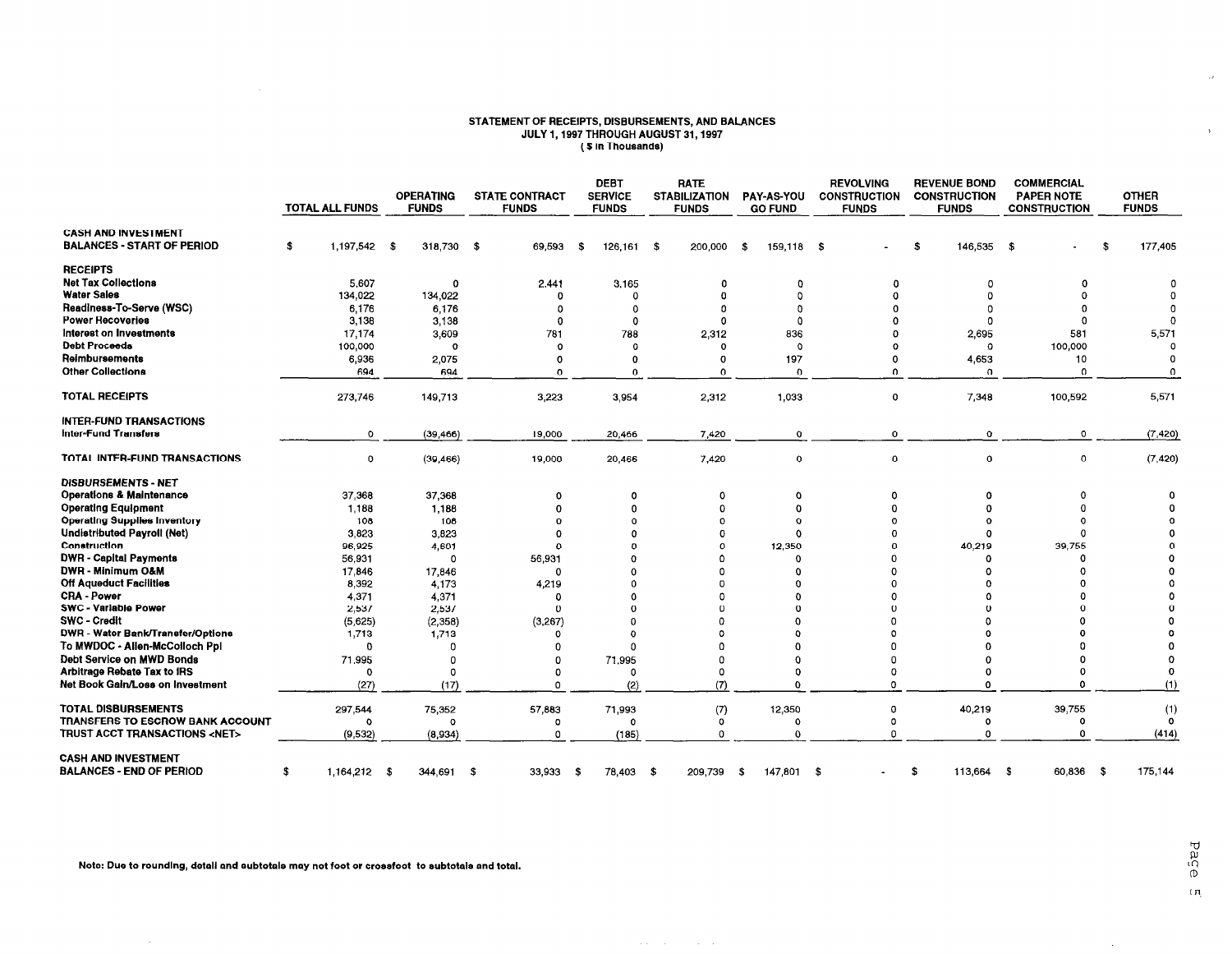# STATEMENT OF RECEIPTS, DISBURSEMENTS, AND BALANCES
## JULY 1, 1997 THROUGH AUGUST 31, 1997
### ( $ in Thousands)

| | TOTAL ALL FUNDS | OPERATING FUNDS | STATE CONTRACT FUNDS | DEBT SERVICE FUNDS | RATE STABILIZATION FUNDS | PAY-AS-YOU GO FUND | REVOLVING CONSTRUCTION FUNDS | REVENUE BOND CONSTRUCTION FUNDS | COMMERCIAL PAPER NOTE CONSTRUCTION | OTHER FUNDS |
|---|---|---|---|---|---|---|---|---|---|---|
| **CASH AND INVESTMENT BALANCES - START OF PERIOD** | $ 1,197,542 | $ 318,730 | $ 69,593 | $ 126,161 | $ 200,000 | $ 159,118 | $ - | $ 146,535 | $ - | $ 177,405 |
| **RECEIPTS** | | | | | | | | | | |
| Net Tax Collections | 5,607 | 0 | 2,441 | 3,165 | 0 | 0 | 0 | 0 | 0 | 0 |
| Water Sales | 134,022 | 134,022 | 0 | 0 | 0 | 0 | 0 | 0 | 0 | 0 |
| Readiness-To-Serve (WSC) | 6,176 | 6,176 | 0 | 0 | 0 | 0 | 0 | 0 | 0 | 0 |
| Power Recoveries | 3,138 | 3,138 | 0 | 0 | 0 | 0 | 0 | 0 | 0 | 0 |
| Interest on Investments | 17,174 | 3,609 | 781 | 788 | 2,312 | 836 | 0 | 2,695 | 581 | 5,571 |
| Debt Proceeds | 100,000 | 0 | 0 | 0 | 0 | 0 | 0 | 0 | 100,000 | 0 |
| Reimbursements | 6,936 | 2,075 | 0 | 0 | 0 | 197 | 0 | 4,653 | 10 | 0 |
| Other Collections | 694 | 694 | 0 | 0 | 0 | 0 | 0 | 0 | 0 | 0 |
| **TOTAL RECEIPTS** | 273,746 | 149,713 | 3,223 | 3,954 | 2,312 | 1,033 | 0 | 7,348 | 100,592 | 5,571 |
| **INTER-FUND TRANSACTIONS** | | | | | | | | | | |
| Inter-Fund Transfers | 0 | (39,466) | 19,000 | 20,466 | 7,420 | 0 | 0 | 0 | 0 | (7,420) |
| **TOTAL INTER-FUND TRANSACTIONS** | 0 | (39,466) | 19,000 | 20,466 | 7,420 | 0 | 0 | 0 | 0 | (7,420) |
| **DISBURSEMENTS - NET** | | | | | | | | | | |
| Operations & Maintenance | 37,368 | 37,368 | 0 | 0 | 0 | 0 | 0 | 0 | 0 | 0 |
| Operating Equipment | 1,188 | 1,188 | 0 | 0 | 0 | 0 | 0 | 0 | 0 | 0 |
| Operating Supplies Inventory | 108 | 108 | 0 | 0 | 0 | 0 | 0 | 0 | 0 | 0 |
| Undistributed Payroll (Net) | 3,823 | 3,823 | 0 | 0 | 0 | 0 | 0 | 0 | 0 | 0 |
| Construction | 96,925 | 4,601 | 0 | 0 | 0 | 12,350 | 0 | 40,219 | 39,755 | 0 |
| DWR - Capital Payments | 56,931 | 0 | 56,931 | 0 | 0 | 0 | 0 | 0 | 0 | 0 |
| DWR - Minimum O&M | 17,846 | 17,846 | 0 | 0 | 0 | 0 | 0 | 0 | 0 | 0 |
| Off Aqueduct Facilities | 8,392 | 4,173 | 4,219 | 0 | 0 | 0 | 0 | 0 | 0 | 0 |
| CRA - Power | 4,371 | 4,371 | 0 | 0 | 0 | 0 | 0 | 0 | 0 | 0 |
| SWC - Variable Power | 2,537 | 2,537 | 0 | 0 | 0 | 0 | 0 | 0 | 0 | 0 |
| SWC - Credit | (5,625) | (2,358) | (3,267) | 0 | 0 | 0 | 0 | 0 | 0 | 0 |
| DWR - Water Bank/Transfer/Options | 1,713 | 1,713 | 0 | 0 | 0 | 0 | 0 | 0 | 0 | 0 |
| To MWDOC - Allen-McColloch Ppl | 0 | 0 | 0 | 0 | 0 | 0 | 0 | 0 | 0 | 0 |
| Debt Service on MWD Bonds | 71,995 | 0 | 0 | 71,995 | 0 | 0 | 0 | 0 | 0 | 0 |
| Arbitrage Rebate Tax to IRS | 0 | 0 | 0 | 0 | 0 | 0 | 0 | 0 | 0 | 0 |
| Net Book Gain/Loss on Investment | (27) | (17) | 0 | (2) | (7) | 0 | 0 | 0 | 0 | (1) |
| **TOTAL DISBURSEMENTS** | 297,544 | 75,352 | 57,883 | 71,993 | (7) | 12,350 | 0 | 40,219 | 39,755 | (1) |
| **TRANSFERS TO ESCROW BANK ACCOUNT** | 0 | 0 | 0 | 0 | 0 | 0 | 0 | 0 | 0 | 0 |
| **TRUST ACCT TRANSACTIONS <NET>** | (9,532) | (8,934) | 0 | (185) | 0 | 0 | 0 | 0 | 0 | (414) |
| **CASH AND INVESTMENT BALANCES - END OF PERIOD** | $ 1,164,212 | $ 344,691 | $ 33,933 | $ 78,403 | $ 209,739 | $ 147,801 | $ - | $ 113,664 | $ 60,836 | $ 175,144 |

**Note: Due to rounding, detail and subtotals may not foot or crossfoot to subtotals and total.**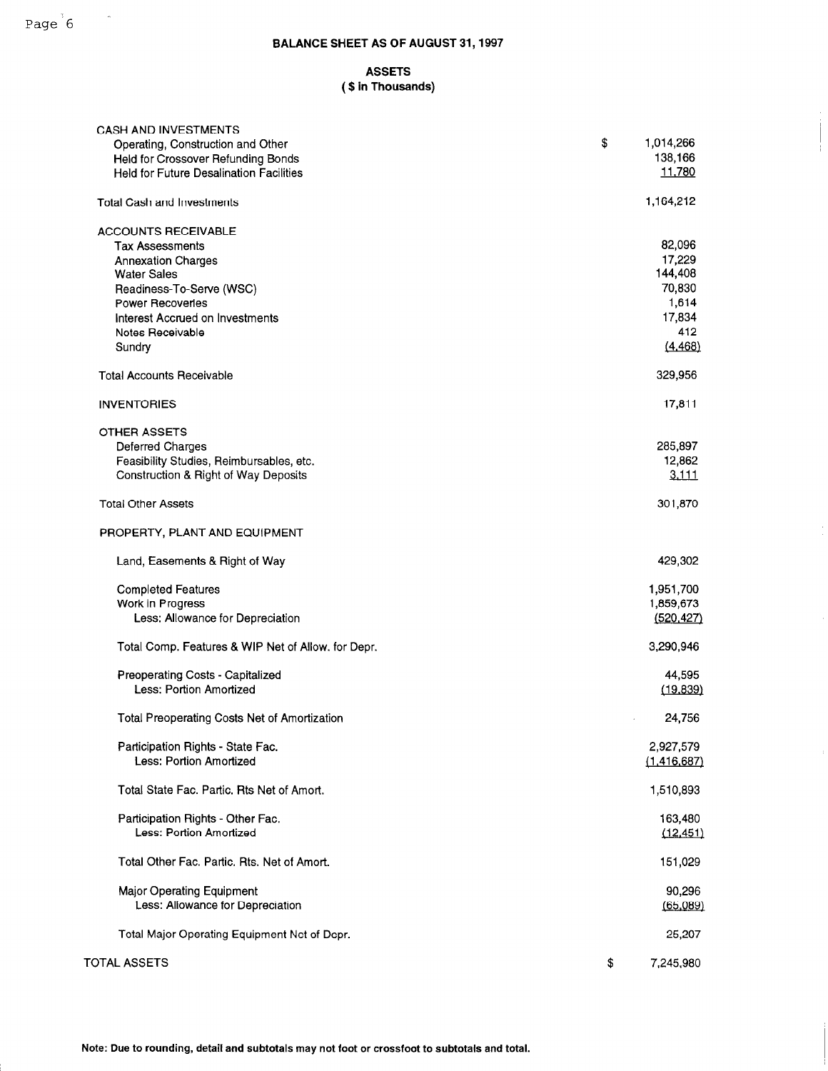## BALANCE SHEET AS OF AUGUST 31, 1997

### ASSETS
### ( $ in Thousands)

| | |
|---|---|
| **CASH AND INVESTMENTS** | |
| Operating, Construction and Other | $ 1,014,266 |
| Held for Crossover Refunding Bonds | 138,166 |
| Held for Future Desalination Facilities | 11,780 |
| Total Cash and Investments | 1,164,212 |
| **ACCOUNTS RECEIVABLE** | |
| Tax Assessments | 82,096 |
| Annexation Charges | 17,229 |
| Water Sales | 144,408 |
| Readiness-To-Serve (WSC) | 70,830 |
| Power Recoveries | 1,614 |
| Interest Accrued on Investments | 17,834 |
| Notes Receivable | 412 |
| Sundry | (4,468) |
| Total Accounts Receivable | 329,956 |
| **INVENTORIES** | 17,811 |
| **OTHER ASSETS** | |
| Deferred Charges | 285,897 |
| Feasibility Studies, Reimbursables, etc. | 12,862 |
| Construction & Right of Way Deposits | 3,111 |
| Total Other Assets | 301,870 |
| **PROPERTY, PLANT AND EQUIPMENT** | |
| Land, Easements & Right of Way | 429,302 |
| Completed Features | 1,951,700 |
| Work in Progress | 1,859,673 |
| Less: Allowance for Depreciation | (520,427) |
| Total Comp. Features & WIP Net of Allow. for Depr. | 3,290,946 |
| Preoperating Costs - Capitalized | 44,595 |
| Less: Portion Amortized | (19,839) |
| Total Preoperating Costs Net of Amortization | 24,756 |
| Participation Rights - State Fac. | 2,927,579 |
| Less: Portion Amortized | (1,416,687) |
| Total State Fac. Partic. Rts Net of Amort. | 1,510,893 |
| Participation Rights - Other Fac. | 163,480 |
| Less: Portion Amortized | (12,451) |
| Total Other Fac. Partic. Rts. Net of Amort. | 151,029 |
| Major Operating Equipment | 90,296 |
| Less: Allowance for Depreciation | (65,089) |
| Total Major Operating Equipment Net of Depr. | 25,207 |
| **TOTAL ASSETS** | $ 7,245,980 |

**Note: Due to rounding, detail and subtotals may not foot or crossfoot to subtotals and total.**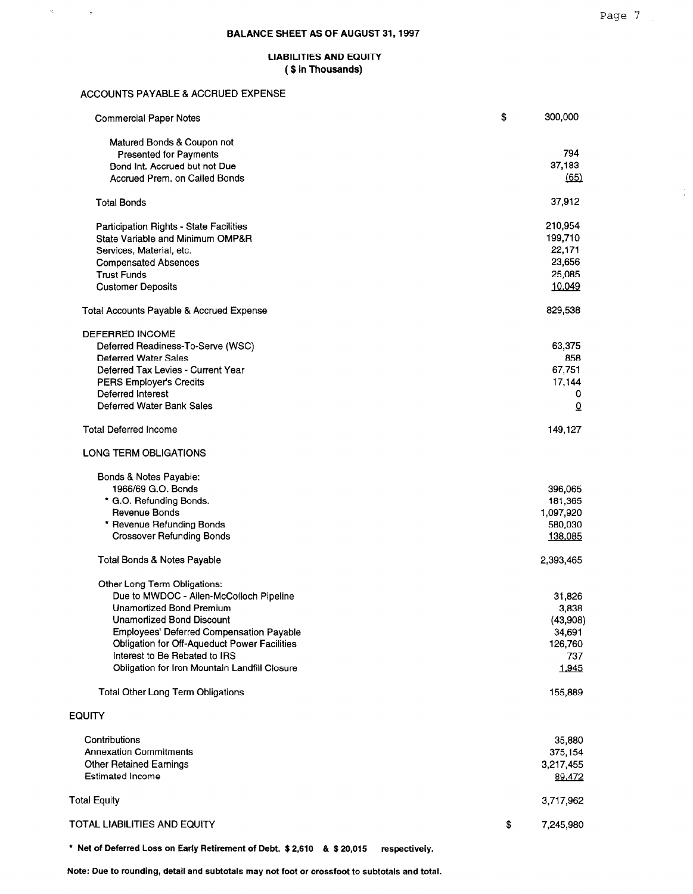# BALANCE SHEET AS OF AUGUST 31, 1997

## LIABILITIES AND EQUITY
**( $ in Thousands)**

| | |
|---|---|
| **ACCOUNTS PAYABLE & ACCRUED EXPENSE** | |
| Commercial Paper Notes | $ 300,000 |
| Matured Bonds & Coupon not Presented for Payments | 794 |
| Bond Int. Accrued but not Due | 37,183 |
| Accrued Prem. on Called Bonds | (65) |
| Total Bonds | 37,912 |
| Participation Rights - State Facilities | 210,954 |
| State Variable and Minimum OMP&R | 199,710 |
| Services, Material, etc. | 22,171 |
| Compensated Absences | 23,656 |
| Trust Funds | 25,085 |
| Customer Deposits | 10,049 |
| Total Accounts Payable & Accrued Expense | 829,538 |
| **DEFERRED INCOME** | |
| Deferred Readiness-To-Serve (WSC) | 63,375 |
| Deferred Water Sales | 858 |
| Deferred Tax Levies - Current Year | 67,751 |
| PERS Employer's Credits | 17,144 |
| Deferred Interest | 0 |
| Deferred Water Bank Sales | 0 |
| Total Deferred Income | 149,127 |
| **LONG TERM OBLIGATIONS** | |
| Bonds & Notes Payable: | |
| 1966/69 G.O. Bonds | 396,065 |
| * G.O. Refunding Bonds. | 181,365 |
| Revenue Bonds | 1,097,920 |
| * Revenue Refunding Bonds | 580,030 |
| Crossover Refunding Bonds | 138,085 |
| Total Bonds & Notes Payable | 2,393,465 |
| Other Long Term Obligations: | |
| Due to MWDOC - Allen-McColloch Pipeline | 31,826 |
| Unamortized Bond Premium | 3,838 |
| Unamortized Bond Discount | (43,908) |
| Employees' Deferred Compensation Payable | 34,691 |
| Obligation for Off-Aqueduct Power Facilities | 126,760 |
| Interest to Be Rebated to IRS | 737 |
| Obligation for Iron Mountain Landfill Closure | 1,945 |
| Total Other Long Term Obligations | 155,889 |
| **EQUITY** | |
| Contributions | 35,880 |
| Annexation Commitments | 375,154 |
| Other Retained Earnings | 3,217,455 |
| Estimated Income | 89,472 |
| Total Equity | 3,717,962 |
| TOTAL LIABILITIES AND EQUITY | $ 7,245,980 |

**\* Net of Deferred Loss on Early Retirement of Debt. $ 2,610 & $ 20,015 respectively.**

**Note: Due to rounding, detail and subtotals may not foot or crossfoot to subtotals and total.**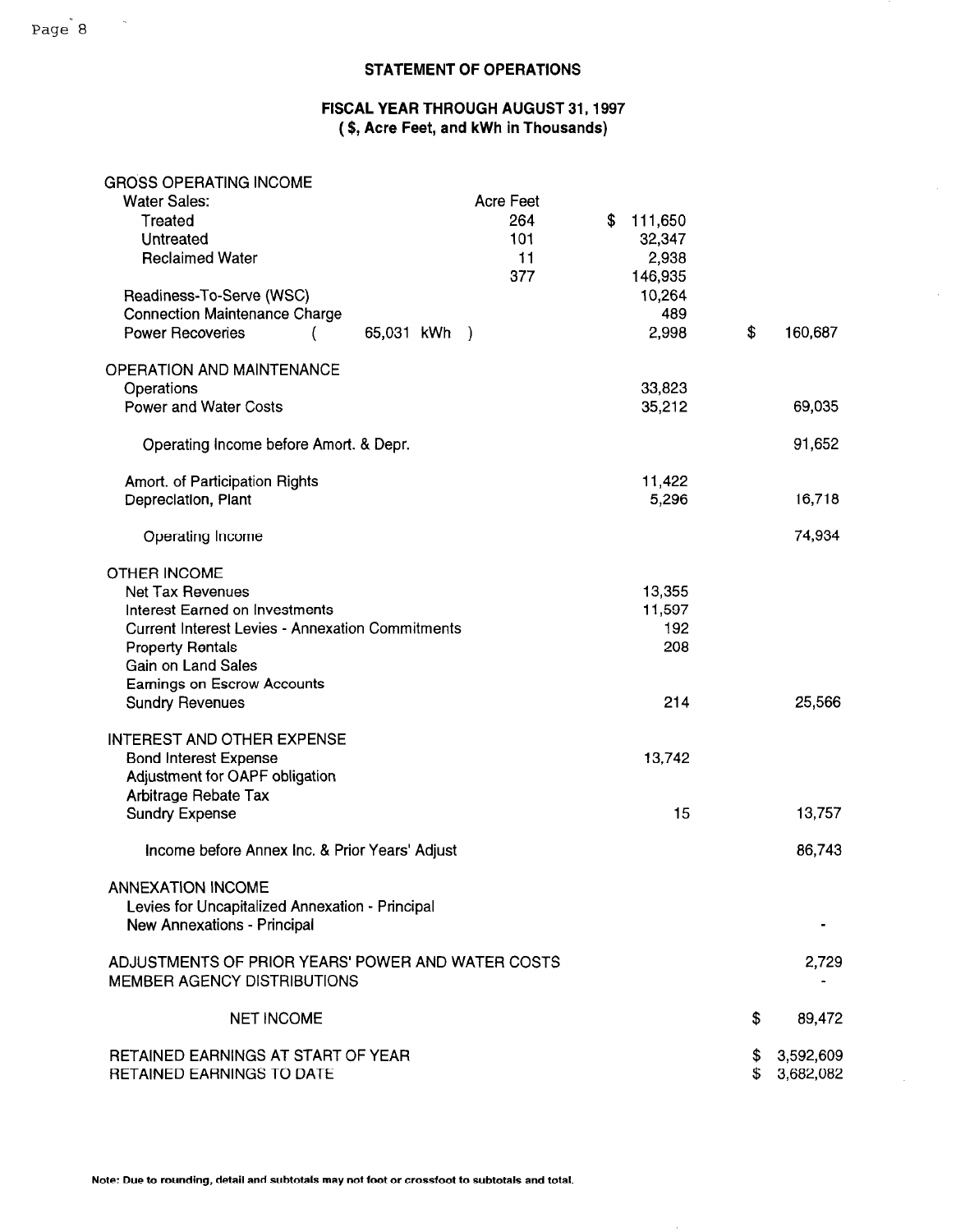## STATEMENT OF OPERATIONS

### FISCAL YEAR THROUGH AUGUST 31, 1997
### ( $, Acre Feet, and kWh in Thousands)

| | Acre Feet | | |
|---|---|---|---|
| **GROSS OPERATING INCOME** | | | |
| Water Sales: | | | |
| Treated | 264 | $ 111,650 | |
| Untreated | 101 | 32,347 | |
| Reclaimed Water | 11 | 2,938 | |
| | 377 | 146,935 | |
| Readiness-To-Serve (WSC) | | 10,264 | |
| Connection Maintenance Charge | | 489 | |
| Power Recoveries ( 65,031 kWh ) | | 2,998 | $ 160,687 |
| **OPERATION AND MAINTENANCE** | | | |
| Operations | | 33,823 | |
| Power and Water Costs | | 35,212 | 69,035 |
| Operating Income before Amort. & Depr. | | | 91,652 |
| Amort. of Participation Rights | | 11,422 | |
| Depreciation, Plant | | 5,296 | 16,718 |
| Operating Income | | | 74,934 |
| **OTHER INCOME** | | | |
| Net Tax Revenues | | 13,355 | |
| Interest Earned on Investments | | 11,597 | |
| Current Interest Levies - Annexation Commitments | | 192 | |
| Property Rentals | | 208 | |
| Gain on Land Sales | | | |
| Earnings on Escrow Accounts | | | |
| Sundry Revenues | | 214 | 25,566 |
| **INTEREST AND OTHER EXPENSE** | | | |
| Bond Interest Expense | | 13,742 | |
| Adjustment for OAPF obligation | | | |
| Arbitrage Rebate Tax | | | |
| Sundry Expense | | 15 | 13,757 |
| Income before Annex Inc. & Prior Years' Adjust | | | 86,743 |
| **ANNEXATION INCOME** | | | |
| Levies for Uncapitalized Annexation - Principal | | | |
| New Annexations - Principal | | | - |
| ADJUSTMENTS OF PRIOR YEARS' POWER AND WATER COSTS | | | 2,729 |
| MEMBER AGENCY DISTRIBUTIONS | | | - |
| **NET INCOME** | | | $ 89,472 |
| RETAINED EARNINGS AT START OF YEAR | | | $ 3,592,609 |
| RETAINED EARNINGS TO DATE | | | $ 3,682,082 |

**Note: Due to rounding, detail and subtotals may not foot or crossfoot to subtotals and total.**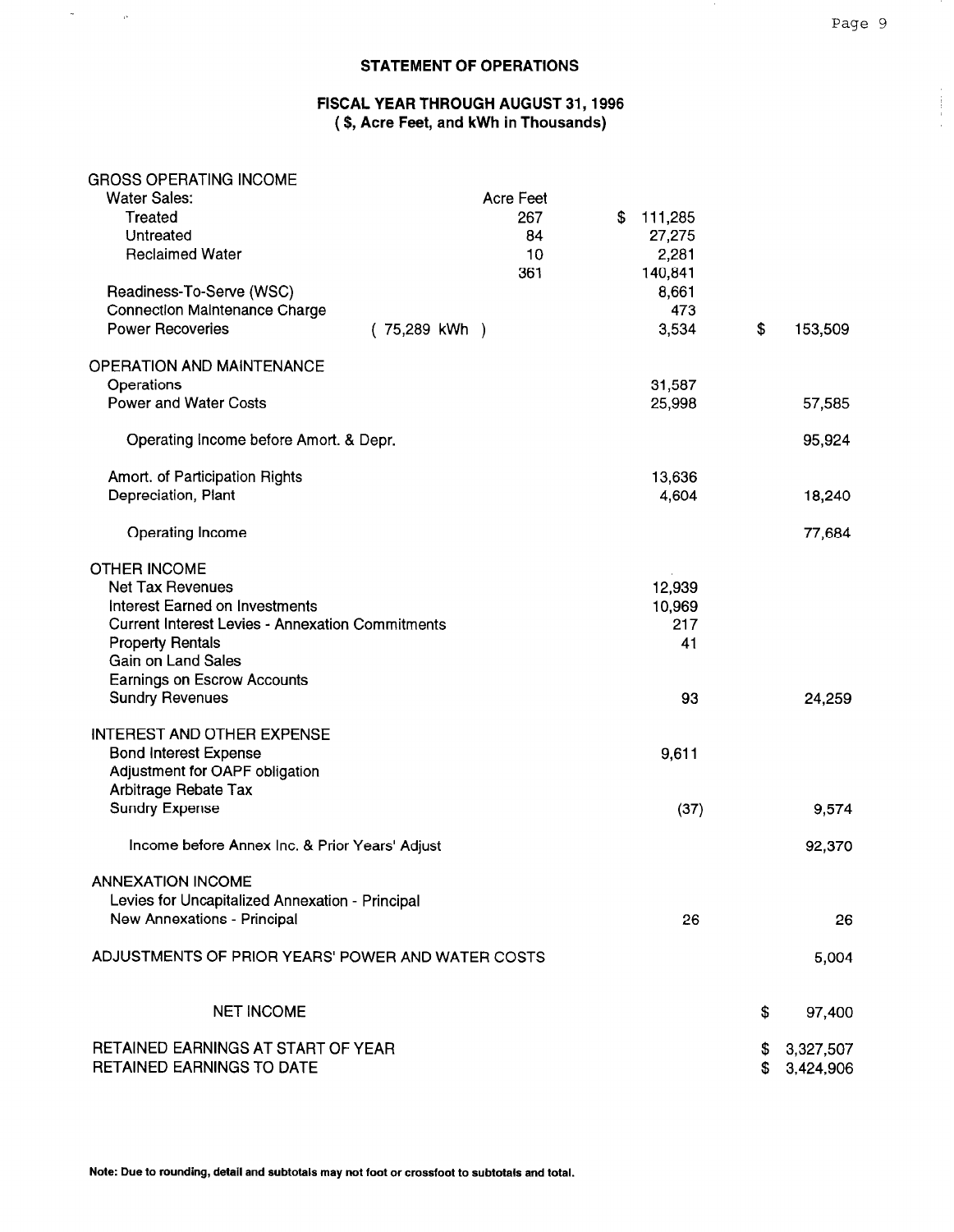## STATEMENT OF OPERATIONS

### FISCAL YEAR THROUGH AUGUST 31, 1996
### ( $, Acre Feet, and kWh in Thousands)

| | | Acre Feet | | |
|---|---|---|---|---|
| **GROSS OPERATING INCOME** | | | | |
| Water Sales: | | | | |
| Treated | | 267 | $ 111,285 | |
| Untreated | | 84 | 27,275 | |
| Reclaimed Water | | 10 | 2,281 | |
| | | 361 | 140,841 | |
| Readiness-To-Serve (WSC) | | | 8,661 | |
| Connection Maintenance Charge | | | 473 | |
| Power Recoveries | ( 75,289 kWh ) | | 3,534 | $ 153,509 |
| **OPERATION AND MAINTENANCE** | | | | |
| Operations | | | 31,587 | |
| Power and Water Costs | | | 25,998 | 57,585 |
| Operating Income before Amort. & Depr. | | | | 95,924 |
| Amort. of Participation Rights | | | 13,636 | |
| Depreciation, Plant | | | 4,604 | 18,240 |
| Operating Income | | | | 77,684 |
| **OTHER INCOME** | | | | |
| Net Tax Revenues | | | 12,939 | |
| Interest Earned on Investments | | | 10,969 | |
| Current Interest Levies - Annexation Commitments | | | 217 | |
| Property Rentals | | | 41 | |
| Gain on Land Sales | | | | |
| Earnings on Escrow Accounts | | | | |
| Sundry Revenues | | | 93 | 24,259 |
| **INTEREST AND OTHER EXPENSE** | | | | |
| Bond Interest Expense | | | 9,611 | |
| Adjustment for OAPF obligation | | | | |
| Arbitrage Rebate Tax | | | | |
| Sundry Expense | | | (37) | 9,574 |
| Income before Annex Inc. & Prior Years' Adjust | | | | 92,370 |
| **ANNEXATION INCOME** | | | | |
| Levies for Uncapitalized Annexation - Principal | | | | |
| New Annexations - Principal | | | 26 | 26 |
| **ADJUSTMENTS OF PRIOR YEARS' POWER AND WATER COSTS** | | | | 5,004 |
| **NET INCOME** | | | | $ 97,400 |
| RETAINED EARNINGS AT START OF YEAR | | | | $ 3,327,507 |
| RETAINED EARNINGS TO DATE | | | | $ 3,424,906 |

**Note: Due to rounding, detail and subtotals may not foot or crossfoot to subtotals and total.**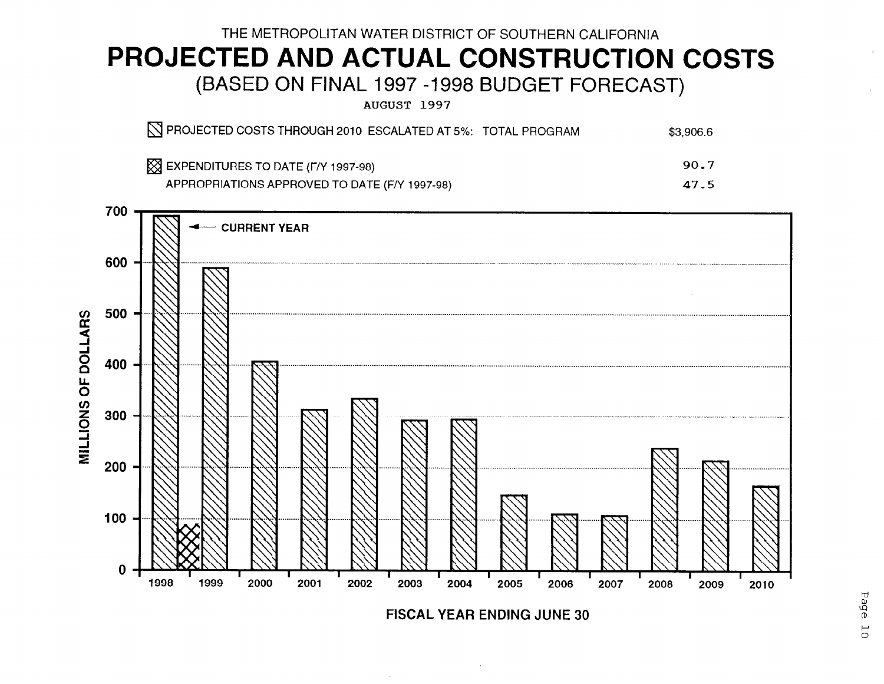THE METROPOLITAN WATER DISTRICT OF SOUTHERN CALIFORNIA

# PROJECTED AND ACTUAL CONSTRUCTION COSTS

## (BASED ON FINAL 1997 -1998 BUDGET FORECAST)

AUGUST 1997

| | |
|---|---|
| PROJECTED COSTS THROUGH 2010 ESCALATED AT 5%: TOTAL PROGRAM | $3,906.6 |
| EXPENDITURES TO DATE (F/Y 1997-98) | 90.7 |
| APPROPRIATIONS APPROVED TO DATE (F/Y 1997-98) | 47.5 |

MILLIONS OF DOLLARS

700 — 600 — 500 — 400 — 300 — 200 — 100 — 0

← CURRENT YEAR

1998 1999 2000 2001 2002 2003 2004 2005 2006 2007 2008 2009 2010

FISCAL YEAR ENDING JUNE 30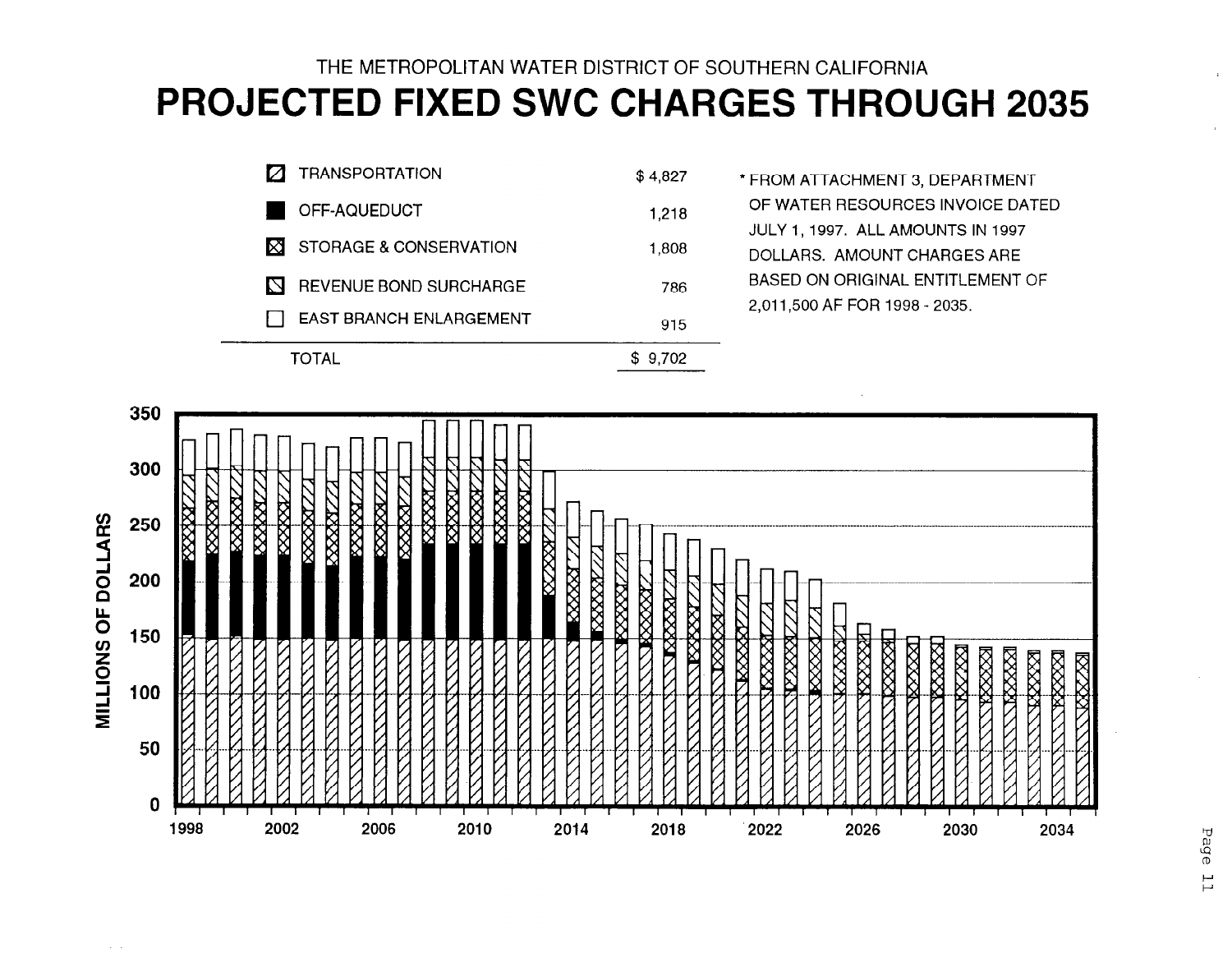THE METROPOLITAN WATER DISTRICT OF SOUTHERN CALIFORNIA

# PROJECTED FIXED SWC CHARGES THROUGH 2035

| | |
|---|---|
| TRANSPORTATION | $ 4,827 |
| OFF-AQUEDUCT | 1,218 |
| STORAGE & CONSERVATION | 1,808 |
| REVENUE BOND SURCHARGE | 786 |
| EAST BRANCH ENLARGEMENT | 915 |
| TOTAL | $ 9,702 |

* FROM ATTACHMENT 3, DEPARTMENT OF WATER RESOURCES INVOICE DATED JULY 1, 1997. ALL AMOUNTS IN 1997 DOLLARS. AMOUNT CHARGES ARE BASED ON ORIGINAL ENTITLEMENT OF 2,011,500 AF FOR 1998 - 2035.

MILLIONS OF DOLLARS (0–350), 1998–2034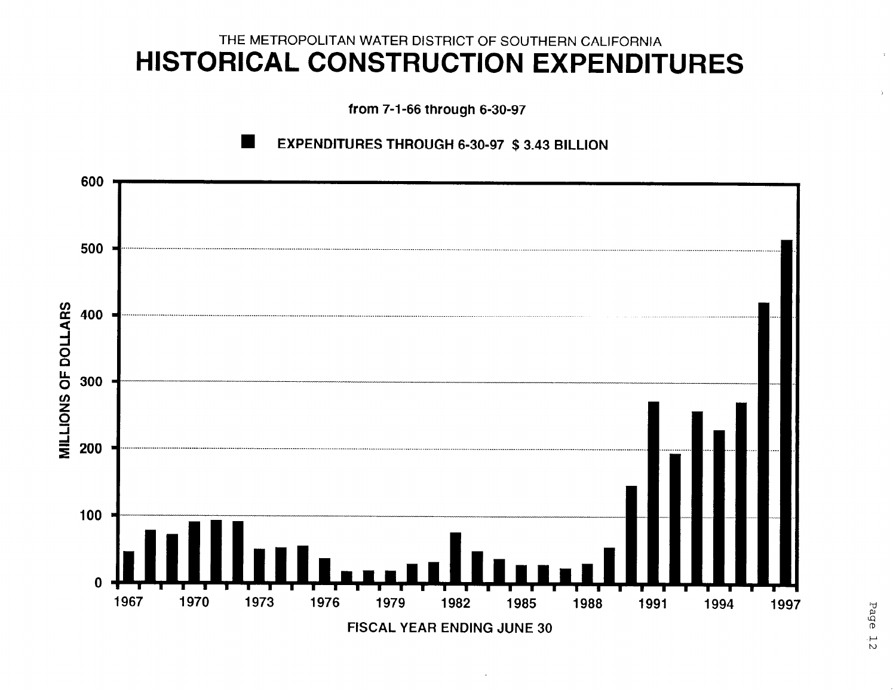THE METROPOLITAN WATER DISTRICT OF SOUTHERN CALIFORNIA

# HISTORICAL CONSTRUCTION EXPENDITURES

**from 7-1-66 through 6-30-97**

■ **EXPENDITURES THROUGH 6-30-97 $ 3.43 BILLION**

MILLIONS OF DOLLARS: 0, 100, 200, 300, 400, 500, 600

FISCAL YEAR ENDING JUNE 30: 1967, 1970, 1973, 1976, 1979, 1982, 1985, 1988, 1991, 1994, 1997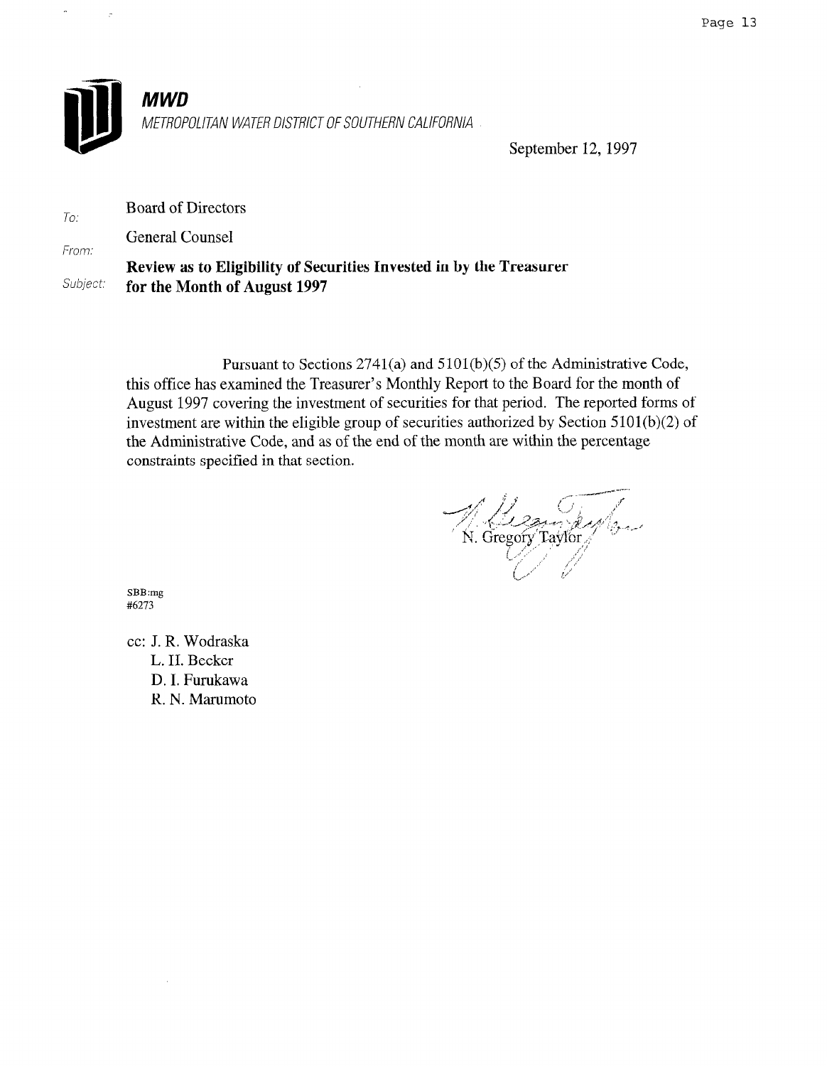**MWD**

*METROPOLITAN WATER DISTRICT OF SOUTHERN CALIFORNIA*

September 12, 1997

To: Board of Directors

From: General Counsel

Subject: **Review as to Eligibility of Securities Invested in by the Treasurer for the Month of August 1997**

Pursuant to Sections 2741(a) and 5101(b)(5) of the Administrative Code, this office has examined the Treasurer's Monthly Report to the Board for the month of August 1997 covering the investment of securities for that period. The reported forms of investment are within the eligible group of securities authorized by Section 5101(b)(2) of the Administrative Code, and as of the end of the month are within the percentage constraints specified in that section.

N. Gregory Taylor

SBB:mg
#6273

cc: J. R. Wodraska
L. H. Becker
D. I. Furukawa
R. N. Marumoto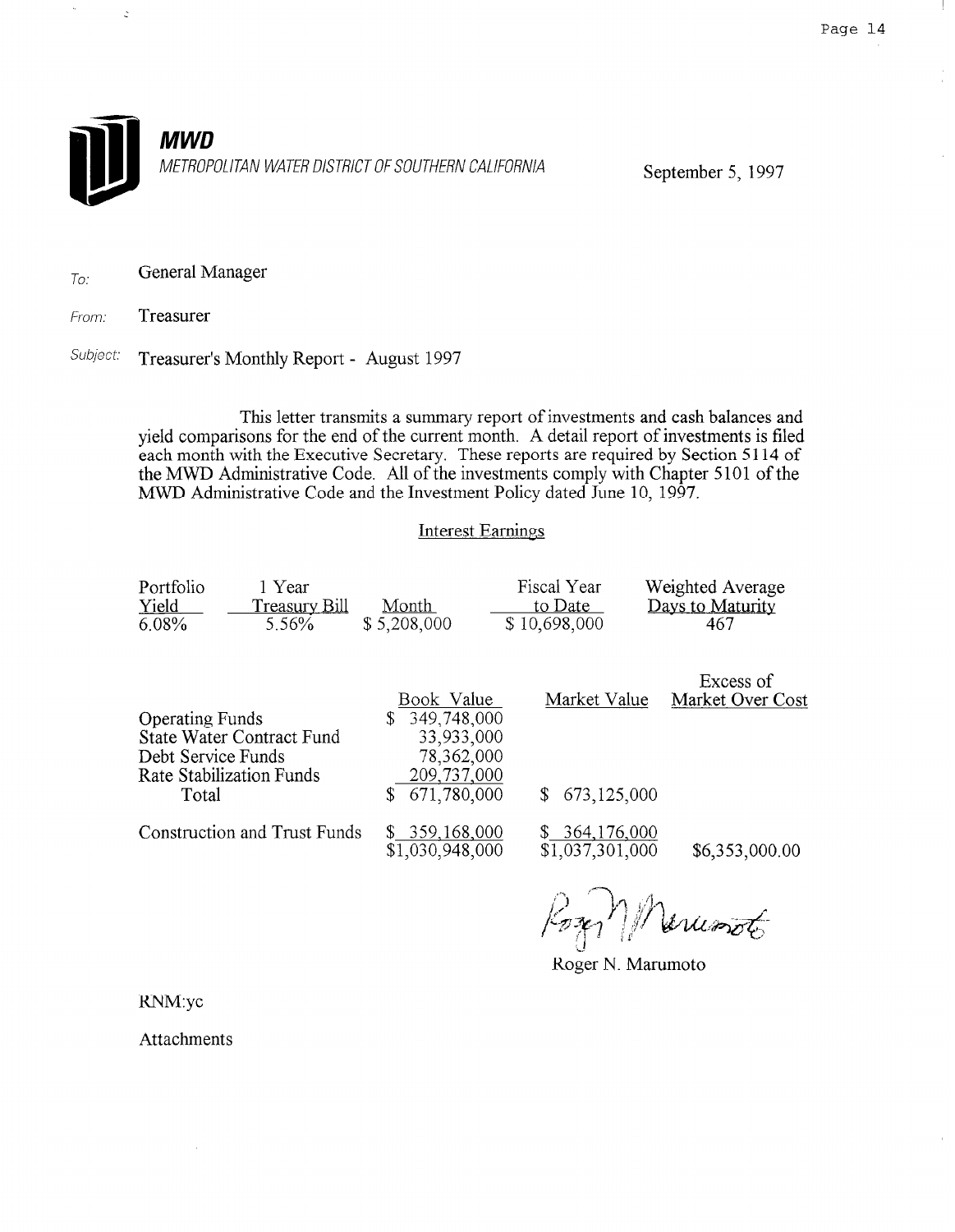**MWD**

*METROPOLITAN WATER DISTRICT OF SOUTHERN CALIFORNIA*

September 5, 1997

*To:* General Manager

*From:* Treasurer

*Subject:* Treasurer's Monthly Report - August 1997

This letter transmits a summary report of investments and cash balances and yield comparisons for the end of the current month. A detail report of investments is filed each month with the Executive Secretary. These reports are required by Section 5114 of the MWD Administrative Code. All of the investments comply with Chapter 5101 of the MWD Administrative Code and the Investment Policy dated June 10, 1997.

Interest Earnings

| Portfolio Yield | 1 Year Treasury Bill | Month | Fiscal Year to Date | Weighted Average Days to Maturity |
|---|---|---|---|---|
| 6.08% | 5.56% | $ 5,208,000 | $ 10,698,000 | 467 |

| | Book Value | Market Value | Excess of Market Over Cost |
|---|---|---|---|
| Operating Funds | $ 349,748,000 | | |
| State Water Contract Fund | 33,933,000 | | |
| Debt Service Funds | 78,362,000 | | |
| Rate Stabilization Funds | 209,737,000 | | |
| Total | $ 671,780,000 | $ 673,125,000 | |
| Construction and Trust Funds | $ 359,168,000 | $ 364,176,000 | |
| | $1,030,948,000 | $1,037,301,000 | $6,353,000.00 |

Roger N. Marumoto

RNM:yc

Attachments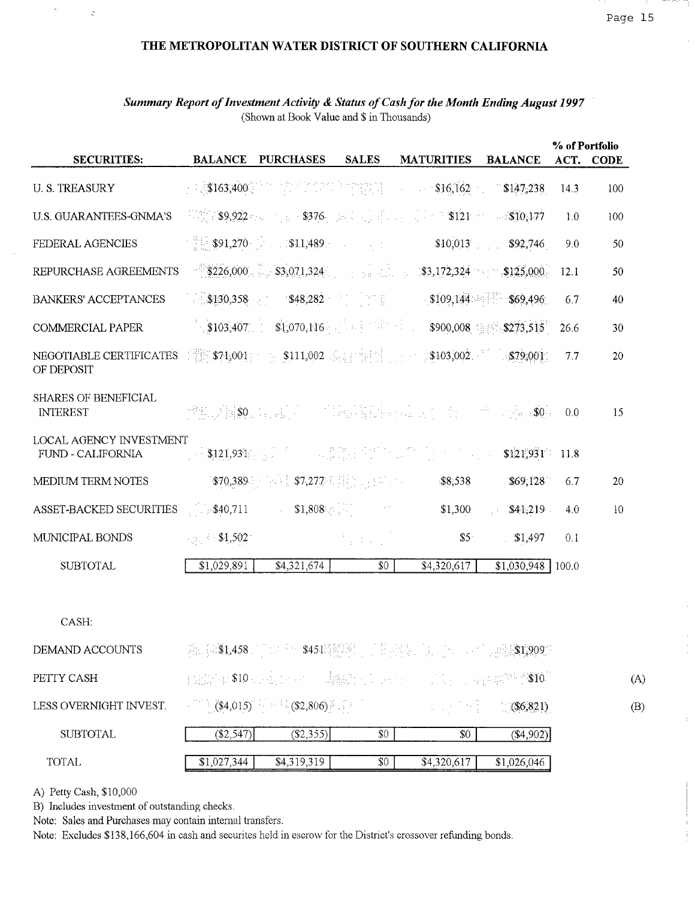# THE METROPOLITAN WATER DISTRICT OF SOUTHERN CALIFORNIA

***Summary Report of Investment Activity & Status of Cash for the Month Ending August 1997***

(Shown at Book Value and $ in Thousands)

| SECURITIES: | BALANCE | PURCHASES | SALES | MATURITIES | BALANCE | % of Portfolio ACT. | CODE | |
|---|---|---|---|---|---|---|---|---|
| U. S. TREASURY | $163,400 | | | $16,162 | $147,238 | 14.3 | 100 | |
| U.S. GUARANTEES-GNMA'S | $9,922 | $376 | | $121 | $10,177 | 1.0 | 100 | |
| FEDERAL AGENCIES | $91,270 | $11,489 | | $10,013 | $92,746 | 9.0 | 50 | |
| REPURCHASE AGREEMENTS | $226,000 | $3,071,324 | | $3,172,324 | $125,000 | 12.1 | 50 | |
| BANKERS' ACCEPTANCES | $130,358 | $48,282 | | $109,144 | $69,496 | 6.7 | 40 | |
| COMMERCIAL PAPER | $103,407 | $1,070,116 | | $900,008 | $273,515 | 26.6 | 30 | |
| NEGOTIABLE CERTIFICATES OF DEPOSIT | $71,001 | $111,002 | | $103,002 | $79,001 | 7.7 | 20 | |
| SHARES OF BENEFICIAL INTEREST | $0 | | | | $0 | 0.0 | 15 | |
| LOCAL AGENCY INVESTMENT FUND - CALIFORNIA | $121,931 | | | | $121,931 | 11.8 | | |
| MEDIUM TERM NOTES | $70,389 | $7,277 | | $8,538 | $69,128 | 6.7 | 20 | |
| ASSET-BACKED SECURITIES | $40,711 | $1,808 | | $1,300 | $41,219 | 4.0 | 10 | |
| MUNICIPAL BONDS | $1,502 | | | $5 | $1,497 | 0.1 | | |
| SUBTOTAL | $1,029,891 | $4,321,674 | $0 | $4,320,617 | $1,030,948 | 100.0 | | |
| CASH: | | | | | | | | |
| DEMAND ACCOUNTS | $1,458 | $451 | | | $1,909 | | | |
| PETTY CASH | $10 | | | | $10 | | | (A) |
| LESS OVERNIGHT INVEST. | ($4,015) | ($2,806) | | | ($6,821) | | | (B) |
| SUBTOTAL | ($2,547) | ($2,355) | $0 | $0 | ($4,902) | | | |
| TOTAL | $1,027,344 | $4,319,319 | $0 | $4,320,617 | $1,026,046 | | | |

A) Petty Cash, $10,000

B) Includes investment of outstanding checks.

Note: Sales and Purchases may contain internal transfers.

Note: Excludes $138,166,604 in cash and securites held in escrow for the District's crossover refunding bonds.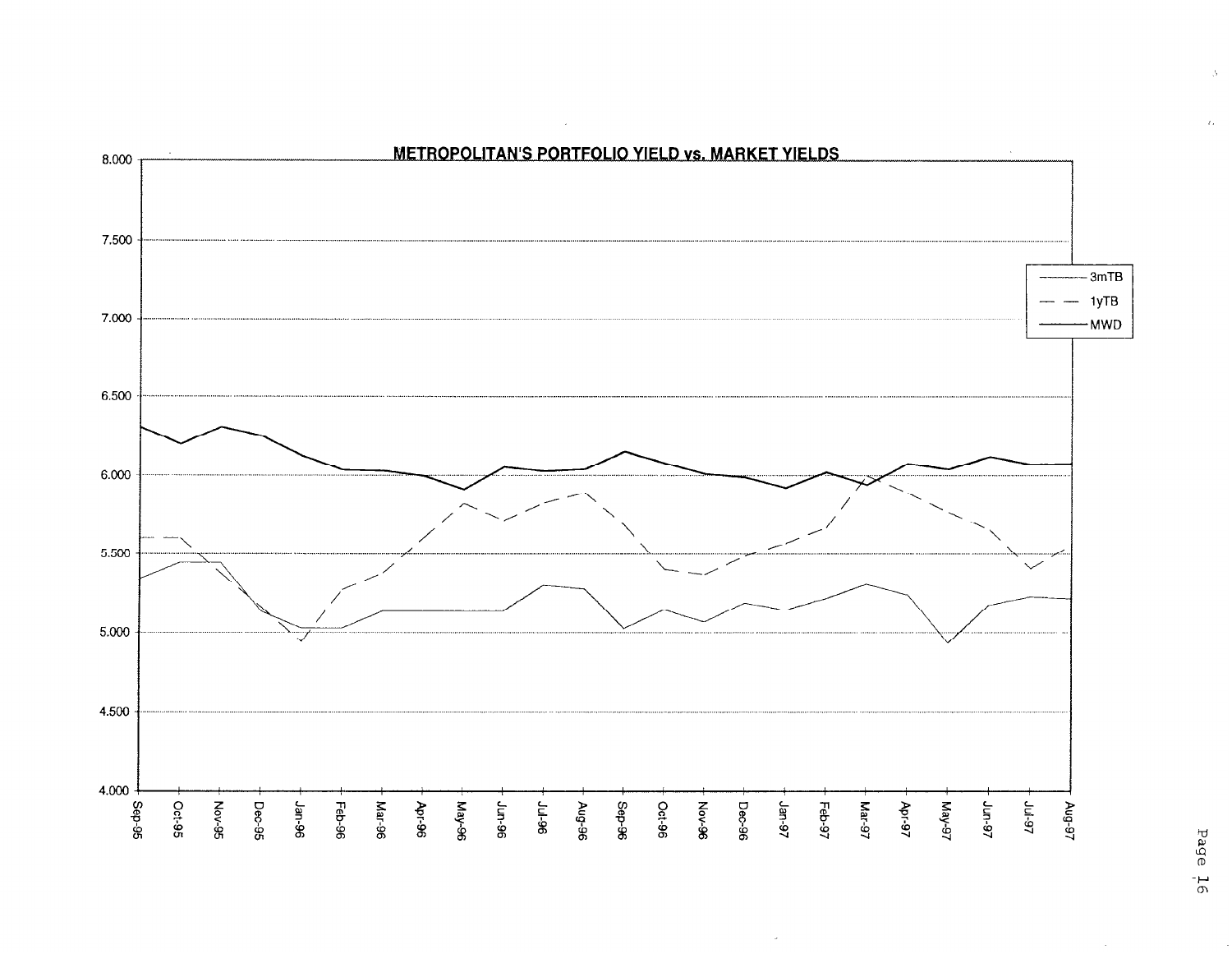METROPOLITAN'S PORTFOLIO YIELD vs. MARKET YIELDS

8.000
7.500
7.000
6.500
6.000
5.500
5.000
4.500
4.000

3mTB
1yTB
MWD

Sep-95
Oct-95
Nov-95
Dec-95
Jan-96
Feb-96
Mar-96
Apr-96
May-96
Jun-96
Jul-96
Aug-96
Sep-96
Oct-96
Nov-96
Dec-96
Jan-97
Feb-97
Mar-97
Apr-97
May-97
Jun-97
Jul-97
Aug-97